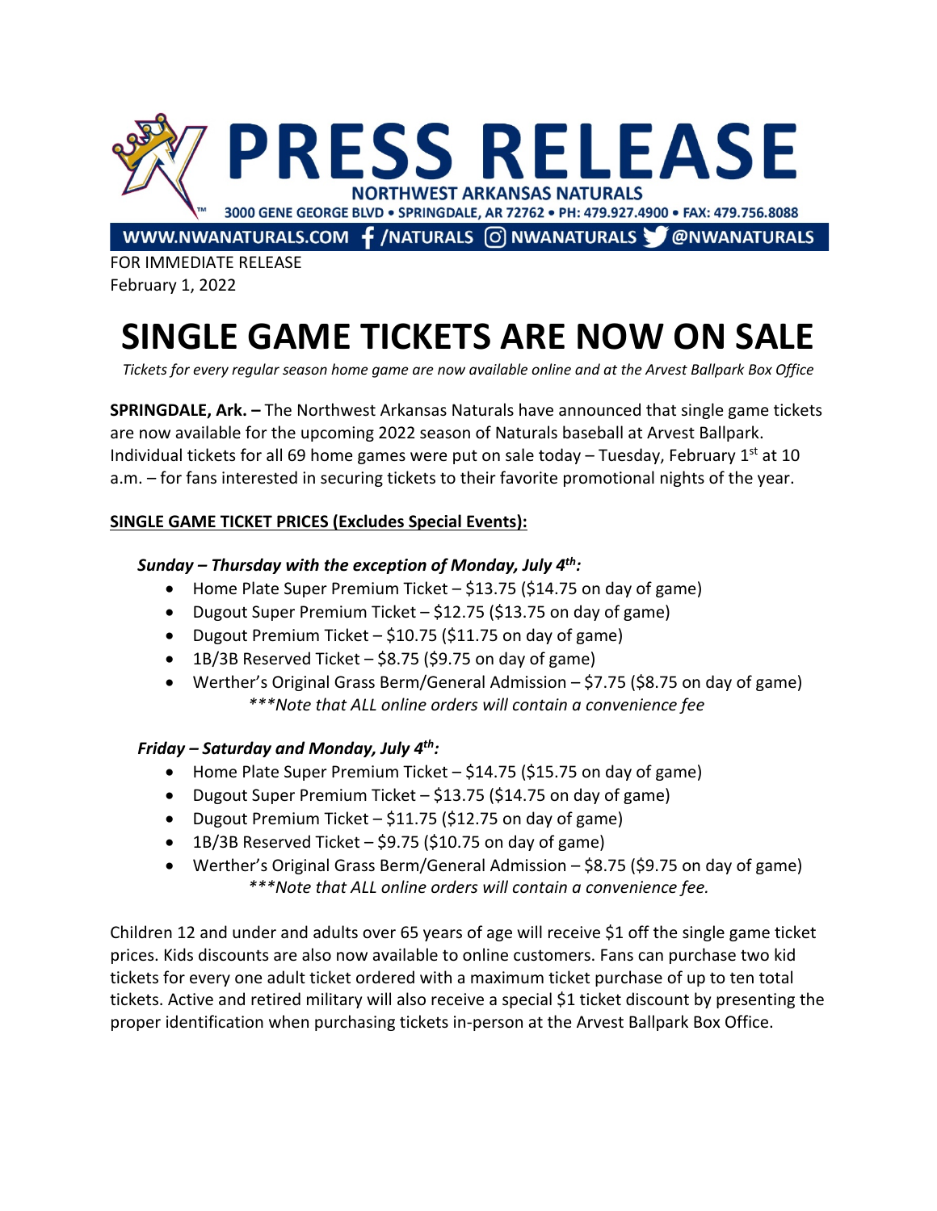# PRESS RELEASE

**NORTHWEST ARKANSAS NATURALS**

3000 GENE GEORGE BLVD • SPRINGDALE, AR 72762 • PH: 479.927.4900 • FAX: 479.756.8088

WWW.NWANATURALS.COM /NATURALS NWANATURALS @NWANATURALS

FOR IMMEDIATE RELEASE
February 1, 2022

# SINGLE GAME TICKETS ARE NOW ON SALE

*Tickets for every regular season home game are now available online and at the Arvest Ballpark Box Office*

**SPRINGDALE, Ark. –** The Northwest Arkansas Naturals have announced that single game tickets are now available for the upcoming 2022 season of Naturals baseball at Arvest Ballpark. Individual tickets for all 69 home games were put on sale today – Tuesday, February 1st at 10 a.m. – for fans interested in securing tickets to their favorite promotional nights of the year.

**SINGLE GAME TICKET PRICES (Excludes Special Events):**

***Sunday – Thursday with the exception of Monday, July 4th:***

- Home Plate Super Premium Ticket – $13.75 ($14.75 on day of game)
- Dugout Super Premium Ticket – $12.75 ($13.75 on day of game)
- Dugout Premium Ticket – $10.75 ($11.75 on day of game)
- 1B/3B Reserved Ticket – $8.75 ($9.75 on day of game)
- Werther's Original Grass Berm/General Admission – $7.75 ($8.75 on day of game)
  *\*\*\*Note that ALL online orders will contain a convenience fee*

***Friday – Saturday and Monday, July 4th:***

- Home Plate Super Premium Ticket – $14.75 ($15.75 on day of game)
- Dugout Super Premium Ticket – $13.75 ($14.75 on day of game)
- Dugout Premium Ticket – $11.75 ($12.75 on day of game)
- 1B/3B Reserved Ticket – $9.75 ($10.75 on day of game)
- Werther's Original Grass Berm/General Admission – $8.75 ($9.75 on day of game)
  *\*\*\*Note that ALL online orders will contain a convenience fee.*

Children 12 and under and adults over 65 years of age will receive $1 off the single game ticket prices. Kids discounts are also now available to online customers. Fans can purchase two kid tickets for every one adult ticket ordered with a maximum ticket purchase of up to ten total tickets. Active and retired military will also receive a special $1 ticket discount by presenting the proper identification when purchasing tickets in-person at the Arvest Ballpark Box Office.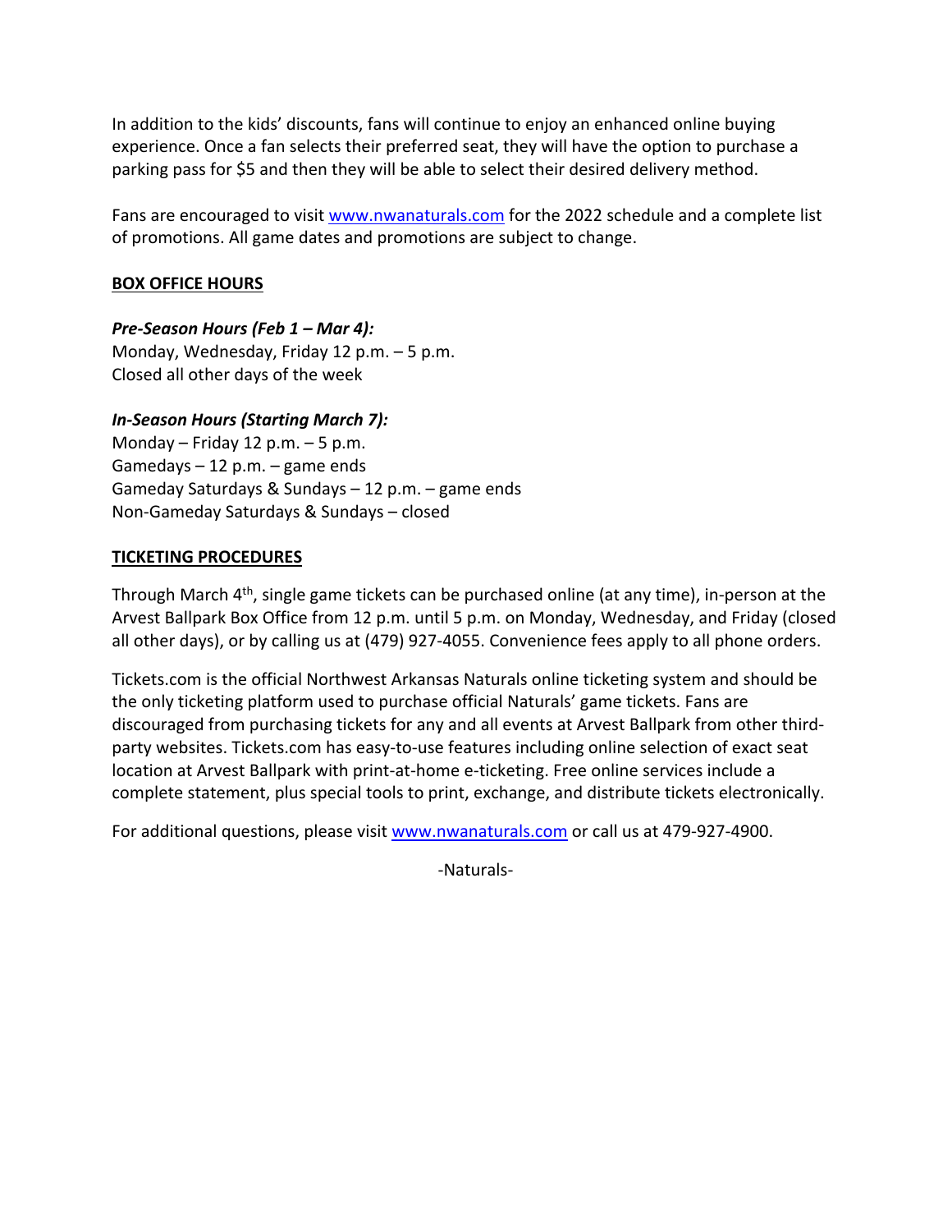In addition to the kids' discounts, fans will continue to enjoy an enhanced online buying experience. Once a fan selects their preferred seat, they will have the option to purchase a parking pass for $5 and then they will be able to select their desired delivery method.

Fans are encouraged to visit [www.nwanaturals.com](http://www.nwanaturals.com) for the 2022 schedule and a complete list of promotions. All game dates and promotions are subject to change.

## BOX OFFICE HOURS

***Pre-Season Hours (Feb 1 – Mar 4):***
Monday, Wednesday, Friday 12 p.m. – 5 p.m.
Closed all other days of the week

***In-Season Hours (Starting March 7):***
Monday – Friday 12 p.m. – 5 p.m.
Gamedays – 12 p.m. – game ends
Gameday Saturdays & Sundays – 12 p.m. – game ends
Non-Gameday Saturdays & Sundays – closed

## TICKETING PROCEDURES

Through March 4th, single game tickets can be purchased online (at any time), in-person at the Arvest Ballpark Box Office from 12 p.m. until 5 p.m. on Monday, Wednesday, and Friday (closed all other days), or by calling us at (479) 927-4055. Convenience fees apply to all phone orders.

Tickets.com is the official Northwest Arkansas Naturals online ticketing system and should be the only ticketing platform used to purchase official Naturals' game tickets. Fans are discouraged from purchasing tickets for any and all events at Arvest Ballpark from other third-party websites. Tickets.com has easy-to-use features including online selection of exact seat location at Arvest Ballpark with print-at-home e-ticketing. Free online services include a complete statement, plus special tools to print, exchange, and distribute tickets electronically.

For additional questions, please visit [www.nwanaturals.com](http://www.nwanaturals.com) or call us at 479-927-4900.

-Naturals-